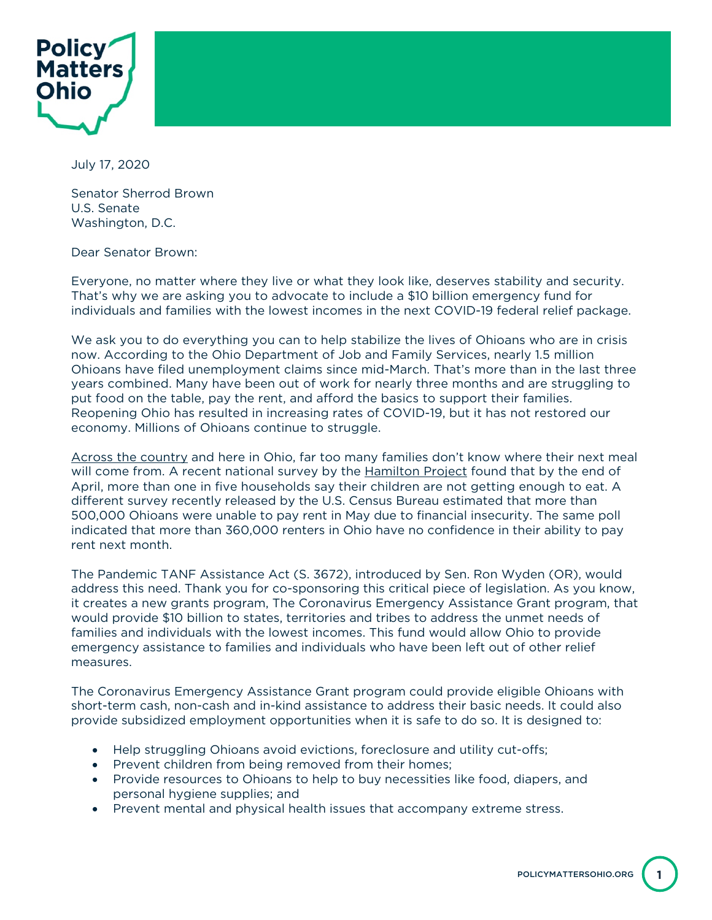Policy Matters Ohio

July 17, 2020

Senator Sherrod Brown
U.S. Senate
Washington, D.C.

Dear Senator Brown:

Everyone, no matter where they live or what they look like, deserves stability and security. That's why we are asking you to advocate to include a $10 billion emergency fund for individuals and families with the lowest incomes in the next COVID-19 federal relief package.

We ask you to do everything you can to help stabilize the lives of Ohioans who are in crisis now. According to the Ohio Department of Job and Family Services, nearly 1.5 million Ohioans have filed unemployment claims since mid-March. That's more than in the last three years combined. Many have been out of work for nearly three months and are struggling to put food on the table, pay the rent, and afford the basics to support their families. Reopening Ohio has resulted in increasing rates of COVID-19, but it has not restored our economy. Millions of Ohioans continue to struggle.

Across the country and here in Ohio, far too many families don't know where their next meal will come from. A recent national survey by the Hamilton Project found that by the end of April, more than one in five households say their children are not getting enough to eat. A different survey recently released by the U.S. Census Bureau estimated that more than 500,000 Ohioans were unable to pay rent in May due to financial insecurity. The same poll indicated that more than 360,000 renters in Ohio have no confidence in their ability to pay rent next month.

The Pandemic TANF Assistance Act (S. 3672), introduced by Sen. Ron Wyden (OR), would address this need. Thank you for co-sponsoring this critical piece of legislation. As you know, it creates a new grants program, The Coronavirus Emergency Assistance Grant program, that would provide $10 billion to states, territories and tribes to address the unmet needs of families and individuals with the lowest incomes. This fund would allow Ohio to provide emergency assistance to families and individuals who have been left out of other relief measures.

The Coronavirus Emergency Assistance Grant program could provide eligible Ohioans with short-term cash, non-cash and in-kind assistance to address their basic needs. It could also provide subsidized employment opportunities when it is safe to do so. It is designed to:

- Help struggling Ohioans avoid evictions, foreclosure and utility cut-offs;
- Prevent children from being removed from their homes;
- Provide resources to Ohioans to help to buy necessities like food, diapers, and personal hygiene supplies; and
- Prevent mental and physical health issues that accompany extreme stress.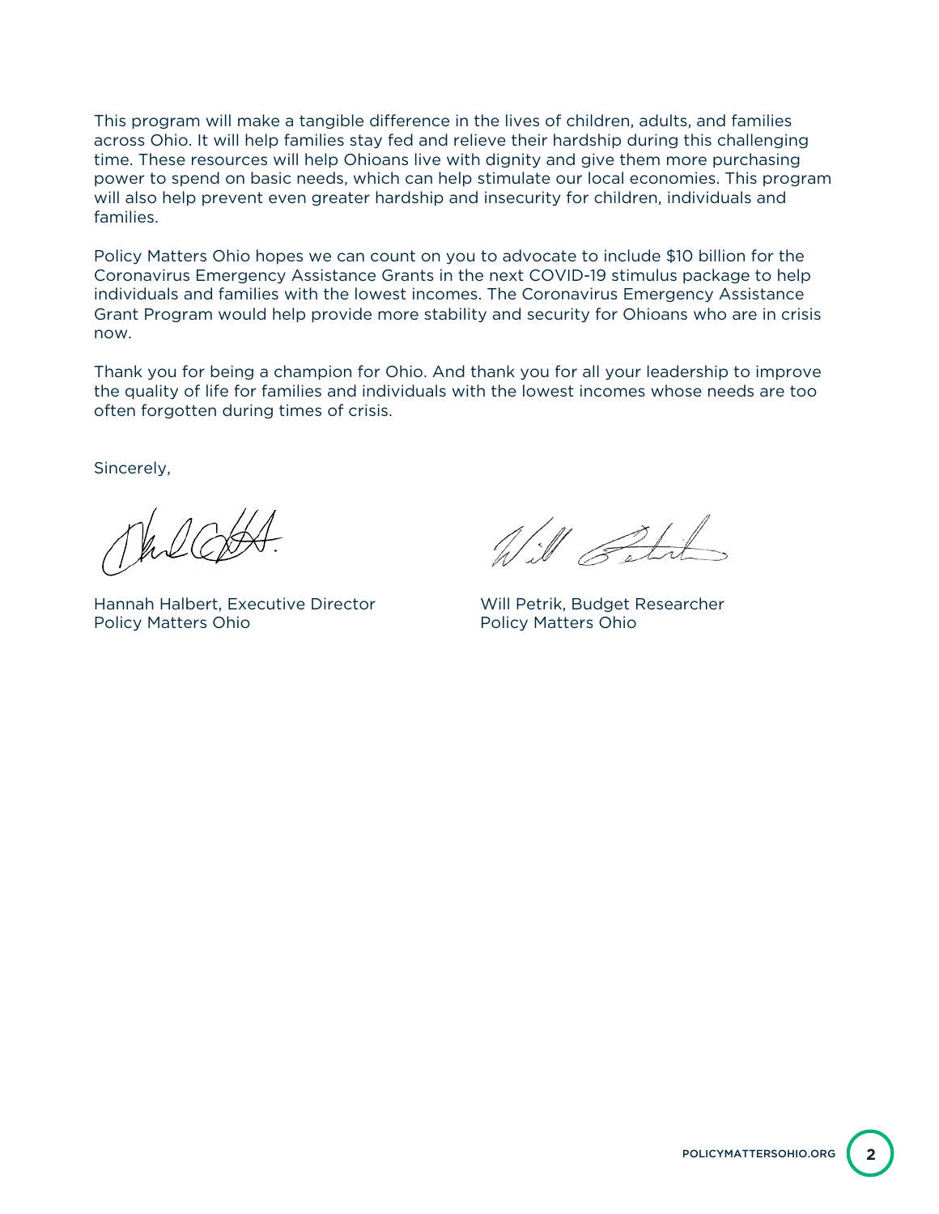This program will make a tangible difference in the lives of children, adults, and families across Ohio. It will help families stay fed and relieve their hardship during this challenging time. These resources will help Ohioans live with dignity and give them more purchasing power to spend on basic needs, which can help stimulate our local economies. This program will also help prevent even greater hardship and insecurity for children, individuals and families.

Policy Matters Ohio hopes we can count on you to advocate to include $10 billion for the Coronavirus Emergency Assistance Grants in the next COVID-19 stimulus package to help individuals and families with the lowest incomes. The Coronavirus Emergency Assistance Grant Program would help provide more stability and security for Ohioans who are in crisis now.

Thank you for being a champion for Ohio. And thank you for all your leadership to improve the quality of life for families and individuals with the lowest incomes whose needs are too often forgotten during times of crisis.

Sincerely,

Hannah Halbert, Executive Director
Policy Matters Ohio

Will Petrik, Budget Researcher
Policy Matters Ohio